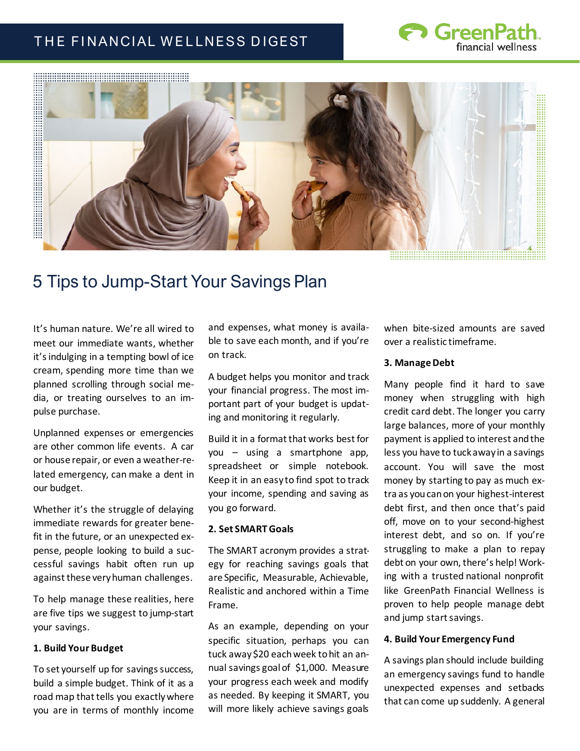# 5 Tips to Jump-Start Your Savings Plan

It's human nature. We're all wired to meet our immediate wants, whether it's indulging in a tempting bowl of ice cream, spending more time than we planned scrolling through social media, or treating ourselves to an impulse purchase.

Unplanned expenses or emergencies are other common life events. A car or house repair, or even a weather-related emergency, can make a dent in our budget.

Whether it's the struggle of delaying immediate rewards for greater benefit in the future, or an unexpected expense, people looking to build a successful savings habit often run up against these very human challenges.

To help manage these realities, here are five tips we suggest to jump-start your savings.

**1. Build Your Budget**

To set yourself up for savings success, build a simple budget. Think of it as a road map that tells you exactly where you are in terms of monthly income and expenses, what money is available to save each month, and if you're on track.

A budget helps you monitor and track your financial progress. The most important part of your budget is updating and monitoring it regularly.

Build it in a format that works best for you – using a smartphone app, spreadsheet or simple notebook. Keep it in an easy to find spot to track your income, spending and saving as you go forward.

**2. Set SMART Goals**

The SMART acronym provides a strategy for reaching savings goals that are Specific, Measurable, Achievable, Realistic and anchored within a Time Frame.

As an example, depending on your specific situation, perhaps you can tuck away $20 each week to hit an annual savings goal of $1,000. Measure your progress each week and modify as needed. By keeping it SMART, you will more likely achieve savings goals when bite-sized amounts are saved over a realistic timeframe.

**3. Manage Debt**

Many people find it hard to save money when struggling with high credit card debt. The longer you carry large balances, more of your monthly payment is applied to interest and the less you have to tuck away in a savings account. You will save the most money by starting to pay as much extra as you can on your highest-interest debt first, and then once that's paid off, move on to your second-highest interest debt, and so on. If you're struggling to make a plan to repay debt on your own, there's help! Working with a trusted national nonprofit like GreenPath Financial Wellness is proven to help people manage debt and jump start savings.

**4. Build Your Emergency Fund**

A savings plan should include building an emergency savings fund to handle unexpected expenses and setbacks that can come up suddenly. A general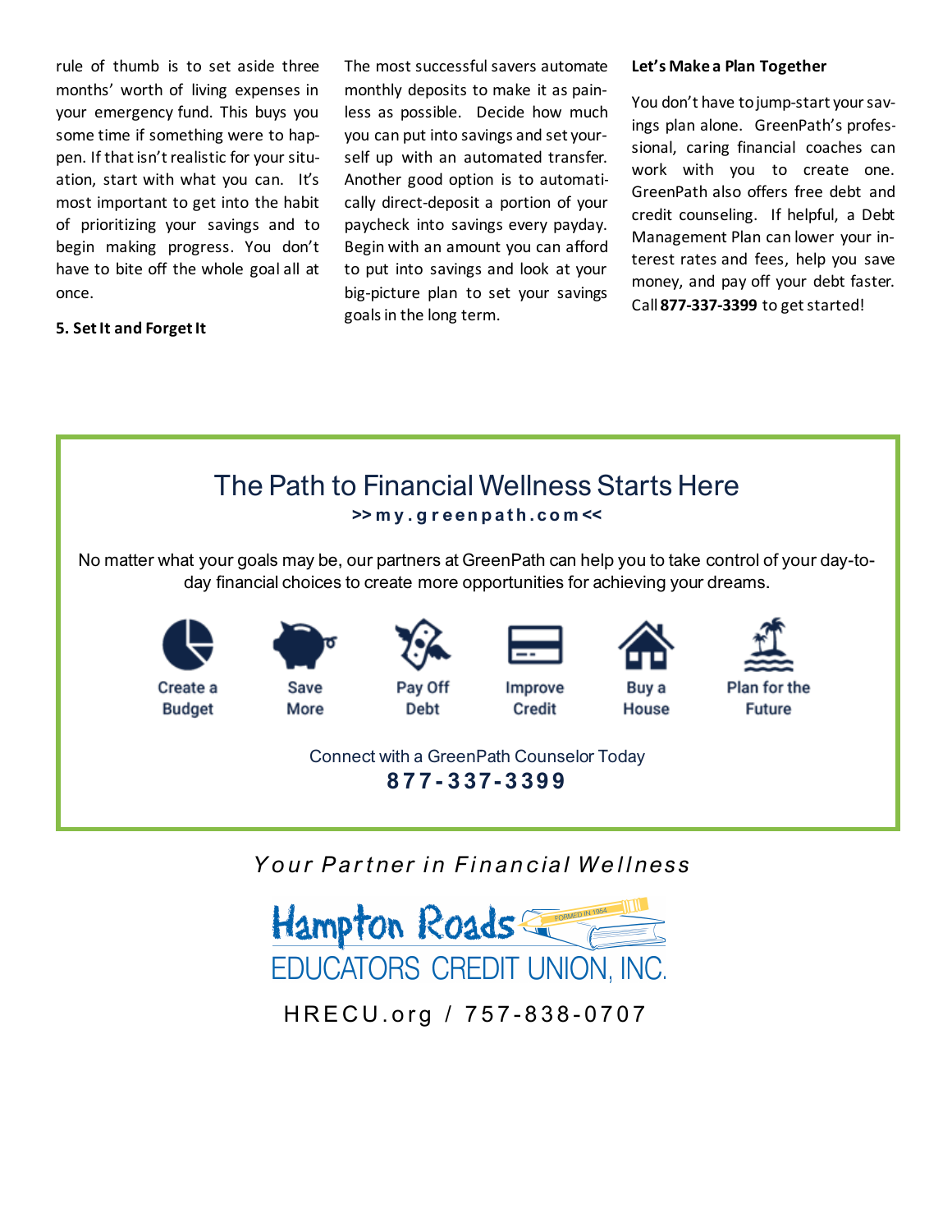rule of thumb is to set aside three months' worth of living expenses in your emergency fund. This buys you some time if something were to happen. If that isn't realistic for your situation, start with what you can. It's most important to get into the habit of prioritizing your savings and to begin making progress. You don't have to bite off the whole goal all at once.

**5. Set It and Forget It**

The most successful savers automate monthly deposits to make it as painless as possible. Decide how much you can put into savings and set yourself up with an automated transfer. Another good option is to automatically direct-deposit a portion of your paycheck into savings every payday. Begin with an amount you can afford to put into savings and look at your big-picture plan to set your savings goals in the long term.

**Let's Make a Plan Together**

You don't have to jump-start your savings plan alone. GreenPath's professional, caring financial coaches can work with you to create one. GreenPath also offers free debt and credit counseling. If helpful, a Debt Management Plan can lower your interest rates and fees, help you save money, and pay off your debt faster. Call **877-337-3399** to get started!

## The Path to Financial Wellness Starts Here

**>> my.greenpath.com <<**

No matter what your goals may be, our partners at GreenPath can help you to take control of your day-to-day financial choices to create more opportunities for achieving your dreams.

Create a Budget

Save More

Pay Off Debt

Improve Credit

Buy a House

Plan for the Future

Connect with a GreenPath Counselor Today

**877-337-3399**

*Your Partner in Financial Wellness*

Hampton Roads EDUCATORS CREDIT UNION, INC.

FORMED IN 1954

HRECU.org / 757-838-0707